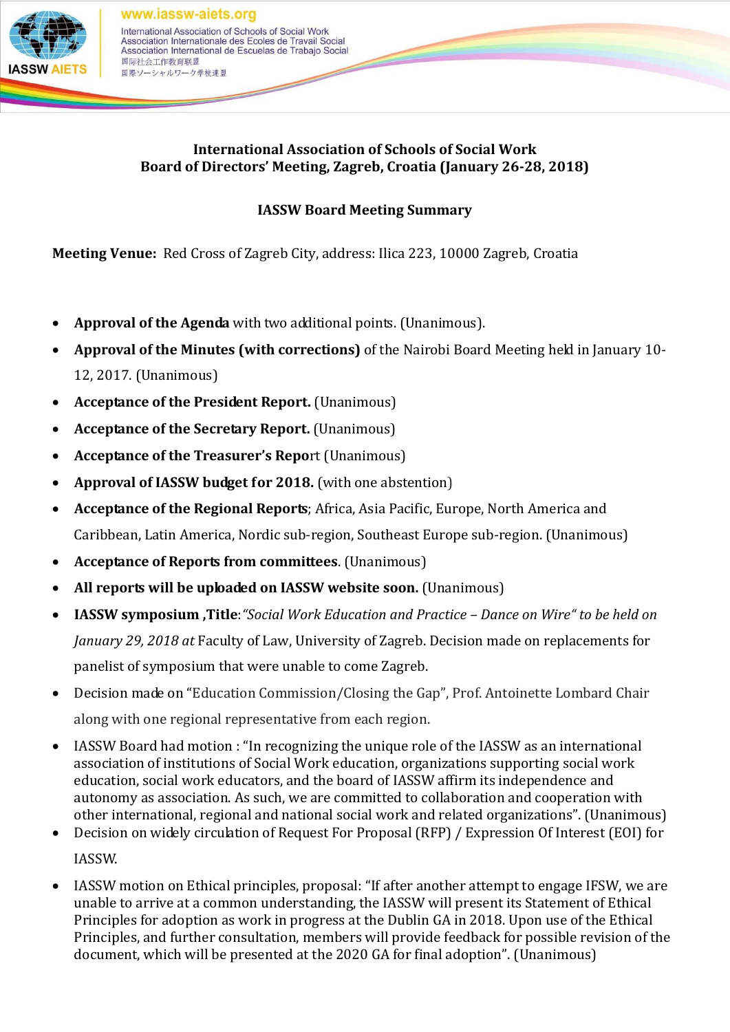**International Association of Schools of Social Work**
**Board of Directors' Meeting, Zagreb, Croatia (January 26-28, 2018)**

**IASSW Board Meeting Summary**

**Meeting Venue:** Red Cross of Zagreb City, address: Ilica 223, 10000 Zagreb, Croatia

- **Approval of the Agenda** with two additional points. (Unanimous).
- **Approval of the Minutes (with corrections)** of the Nairobi Board Meeting held in January 10-12, 2017. (Unanimous)
- **Acceptance of the President Report.** (Unanimous)
- **Acceptance of the Secretary Report.** (Unanimous)
- **Acceptance of the Treasurer's Report** (Unanimous)
- **Approval of IASSW budget for 2018.** (with one abstention)
- **Acceptance of the Regional Reports**; Africa, Asia Pacific, Europe, North America and Caribbean, Latin America, Nordic sub-region, Southeast Europe sub-region. (Unanimous)
- **Acceptance of Reports from committees**. (Unanimous)
- **All reports will be uploaded on IASSW website soon.** (Unanimous)
- **IASSW symposium ,Title**:*"Social Work Education and Practice – Dance on Wire" to be held on January 29, 2018 at* Faculty of Law, University of Zagreb. Decision made on replacements for panelist of symposium that were unable to come Zagreb.
- Decision made on "Education Commission/Closing the Gap", Prof. Antoinette Lombard Chair along with one regional representative from each region.
- IASSW Board had motion : "In recognizing the unique role of the IASSW as an international association of institutions of Social Work education, organizations supporting social work education, social work educators, and the board of IASSW affirm its independence and autonomy as association. As such, we are committed to collaboration and cooperation with other international, regional and national social work and related organizations". (Unanimous)
- Decision on widely circulation of Request For Proposal (RFP) / Expression Of Interest (EOI) for IASSW.
- IASSW motion on Ethical principles, proposal: "If after another attempt to engage IFSW, we are unable to arrive at a common understanding, the IASSW will present its Statement of Ethical Principles for adoption as work in progress at the Dublin GA in 2018. Upon use of the Ethical Principles, and further consultation, members will provide feedback for possible revision of the document, which will be presented at the 2020 GA for final adoption". (Unanimous)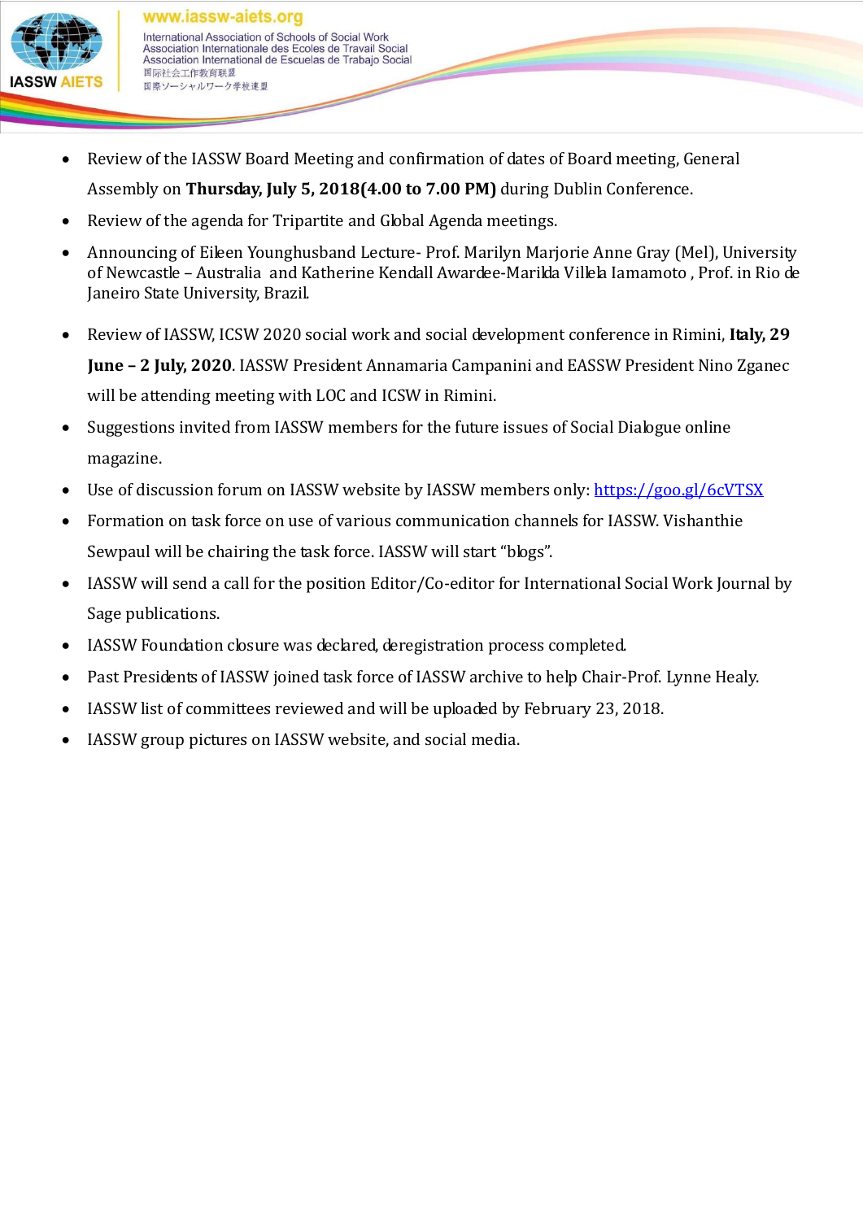- Review of the IASSW Board Meeting and confirmation of dates of Board meeting, General Assembly on **Thursday, July 5, 2018(4.00 to 7.00 PM)** during Dublin Conference.
- Review of the agenda for Tripartite and Global Agenda meetings.
- Announcing of Eileen Younghusband Lecture- Prof. Marilyn Marjorie Anne Gray (Mel), University of Newcastle – Australia and Katherine Kendall Awardee-Marilda Villela Iamamoto , Prof. in Rio de Janeiro State University, Brazil.
- Review of IASSW, ICSW 2020 social work and social development conference in Rimini, **Italy, 29 June – 2 July, 2020**. IASSW President Annamaria Campanini and EASSW President Nino Zganec will be attending meeting with LOC and ICSW in Rimini.
- Suggestions invited from IASSW members for the future issues of Social Dialogue online magazine.
- Use of discussion forum on IASSW website by IASSW members only: https://goo.gl/6cVTSX
- Formation on task force on use of various communication channels for IASSW. Vishanthie Sewpaul will be chairing the task force. IASSW will start "blogs".
- IASSW will send a call for the position Editor/Co-editor for International Social Work Journal by Sage publications.
- IASSW Foundation closure was declared, deregistration process completed.
- Past Presidents of IASSW joined task force of IASSW archive to help Chair-Prof. Lynne Healy.
- IASSW list of committees reviewed and will be uploaded by February 23, 2018.
- IASSW group pictures on IASSW website, and social media.